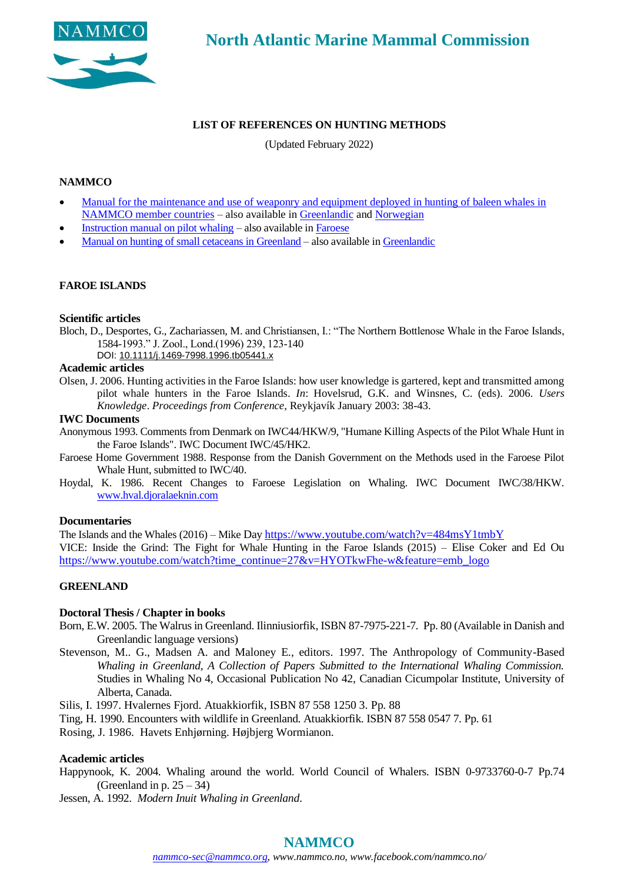# North Atlantic Marine Mammal Commission

**LIST OF REFERENCES ON HUNTING METHODS**

(Updated February 2022)

## NAMMCO

- Manual for the maintenance and use of weaponry and equipment deployed in hunting of baleen whales in NAMMCO member countries – also available in Greenlandic and Norwegian
- Instruction manual on pilot whaling – also available in Faroese
- Manual on hunting of small cetaceans in Greenland – also available in Greenlandic

## FAROE ISLANDS

### Scientific articles

Bloch, D., Desportes, G., Zachariassen, M. and Christiansen, I.: "The Northern Bottlenose Whale in the Faroe Islands, 1584-1993." J. Zool., Lond.(1996) 239, 123-140
DOI: 10.1111/j.1469-7998.1996.tb05441.x

### Academic articles

Olsen, J. 2006. Hunting activities in the Faroe Islands: how user knowledge is gartered, kept and transmitted among pilot whale hunters in the Faroe Islands. *In*: Hovelsrud, G.K. and Winsnes, C. (eds). 2006. *Users Knowledge*. *Proceedings from Conference*, Reykjavík January 2003: 38-43.

### IWC Documents

Anonymous 1993. Comments from Denmark on IWC44/HKW/9, "Humane Killing Aspects of the Pilot Whale Hunt in the Faroe Islands". IWC Document IWC/45/HK2.

Faroese Home Government 1988. Response from the Danish Government on the Methods used in the Faroese Pilot Whale Hunt, submitted to IWC/40.

Hoydal, K. 1986. Recent Changes to Faroese Legislation on Whaling. IWC Document IWC/38/HKW. www.hval.djoralaeknin.com

### Documentaries

The Islands and the Whales (2016) – Mike Day https://www.youtube.com/watch?v=484msY1tmbY
VICE: Inside the Grind: The Fight for Whale Hunting in the Faroe Islands (2015) – Elise Coker and Ed Ou https://www.youtube.com/watch?time_continue=27&v=HYOTkwFhe-w&feature=emb_logo

## GREENLAND

### Doctoral Thesis / Chapter in books

Born, E.W. 2005. The Walrus in Greenland. Ilinniusiorfik, ISBN 87-7975-221-7. Pp. 80 (Available in Danish and Greenlandic language versions)

Stevenson, M.. G., Madsen A. and Maloney E., editors. 1997. The Anthropology of Community-Based *Whaling in Greenland, A Collection of Papers Submitted to the International Whaling Commission.* Studies in Whaling No 4, Occasional Publication No 42, Canadian Cicumpolar Institute, University of Alberta, Canada.

Silis, I. 1997. Hvalernes Fjord. Atuakkiorfik, ISBN 87 558 1250 3. Pp. 88

Ting, H. 1990. Encounters with wildlife in Greenland. Atuakkiorfik. ISBN 87 558 0547 7. Pp. 61

Rosing, J. 1986. Havets Enhjørning. Højbjerg Wormianon.

### Academic articles

Happynook, K. 2004. Whaling around the world. World Council of Whalers. ISBN 0-9733760-0-7 Pp.74 (Greenland in p. 25 – 34)

Jessen, A. 1992. *Modern Inuit Whaling in Greenland.*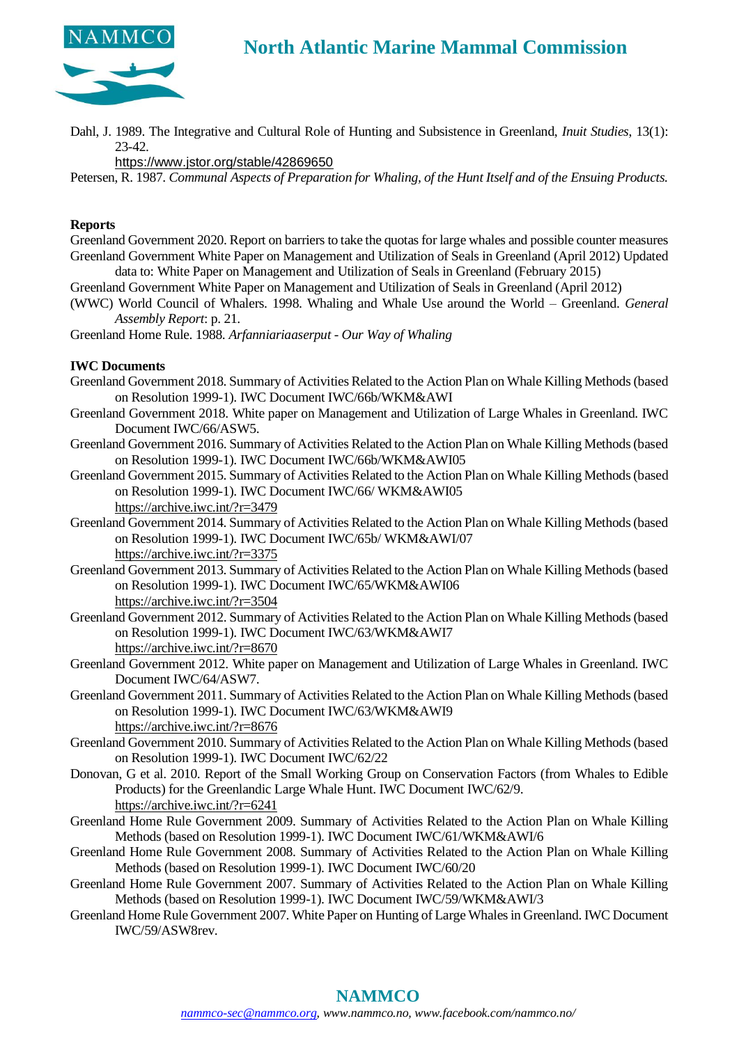Dahl, J. 1989. The Integrative and Cultural Role of Hunting and Subsistence in Greenland, *Inuit Studies*, 13(1): 23-42.
https://www.jstor.org/stable/42869650

Petersen, R. 1987. *Communal Aspects of Preparation for Whaling, of the Hunt Itself and of the Ensuing Products.*

**Reports**

Greenland Government 2020. Report on barriers to take the quotas for large whales and possible counter measures

Greenland Government White Paper on Management and Utilization of Seals in Greenland (April 2012) Updated data to: White Paper on Management and Utilization of Seals in Greenland (February 2015)

Greenland Government White Paper on Management and Utilization of Seals in Greenland (April 2012)

(WWC) World Council of Whalers. 1998. Whaling and Whale Use around the World – Greenland. *General Assembly Report*: p. 21.

Greenland Home Rule. 1988. *Arfanniariaaserput - Our Way of Whaling*

**IWC Documents**

Greenland Government 2018. Summary of Activities Related to the Action Plan on Whale Killing Methods (based on Resolution 1999-1). IWC Document IWC/66b/WKM&AWI

Greenland Government 2018. White paper on Management and Utilization of Large Whales in Greenland. IWC Document IWC/66/ASW5.

Greenland Government 2016. Summary of Activities Related to the Action Plan on Whale Killing Methods (based on Resolution 1999-1). IWC Document IWC/66b/WKM&AWI05

Greenland Government 2015. Summary of Activities Related to the Action Plan on Whale Killing Methods (based on Resolution 1999-1). IWC Document IWC/66/ WKM&AWI05
https://archive.iwc.int/?r=3479

Greenland Government 2014. Summary of Activities Related to the Action Plan on Whale Killing Methods (based on Resolution 1999-1). IWC Document IWC/65b/ WKM&AWI/07
https://archive.iwc.int/?r=3375

Greenland Government 2013. Summary of Activities Related to the Action Plan on Whale Killing Methods (based on Resolution 1999-1). IWC Document IWC/65/WKM&AWI06
https://archive.iwc.int/?r=3504

Greenland Government 2012. Summary of Activities Related to the Action Plan on Whale Killing Methods (based on Resolution 1999-1). IWC Document IWC/63/WKM&AWI7
https://archive.iwc.int/?r=8670

Greenland Government 2012. White paper on Management and Utilization of Large Whales in Greenland. IWC Document IWC/64/ASW7.

Greenland Government 2011. Summary of Activities Related to the Action Plan on Whale Killing Methods (based on Resolution 1999-1). IWC Document IWC/63/WKM&AWI9
https://archive.iwc.int/?r=8676

Greenland Government 2010. Summary of Activities Related to the Action Plan on Whale Killing Methods (based on Resolution 1999-1). IWC Document IWC/62/22

Donovan, G et al. 2010. Report of the Small Working Group on Conservation Factors (from Whales to Edible Products) for the Greenlandic Large Whale Hunt. IWC Document IWC/62/9.
https://archive.iwc.int/?r=6241

Greenland Home Rule Government 2009. Summary of Activities Related to the Action Plan on Whale Killing Methods (based on Resolution 1999-1). IWC Document IWC/61/WKM&AWI/6

Greenland Home Rule Government 2008. Summary of Activities Related to the Action Plan on Whale Killing Methods (based on Resolution 1999-1). IWC Document IWC/60/20

Greenland Home Rule Government 2007. Summary of Activities Related to the Action Plan on Whale Killing Methods (based on Resolution 1999-1). IWC Document IWC/59/WKM&AWI/3

Greenland Home Rule Government 2007. White Paper on Hunting of Large Whales in Greenland. IWC Document IWC/59/ASW8rev.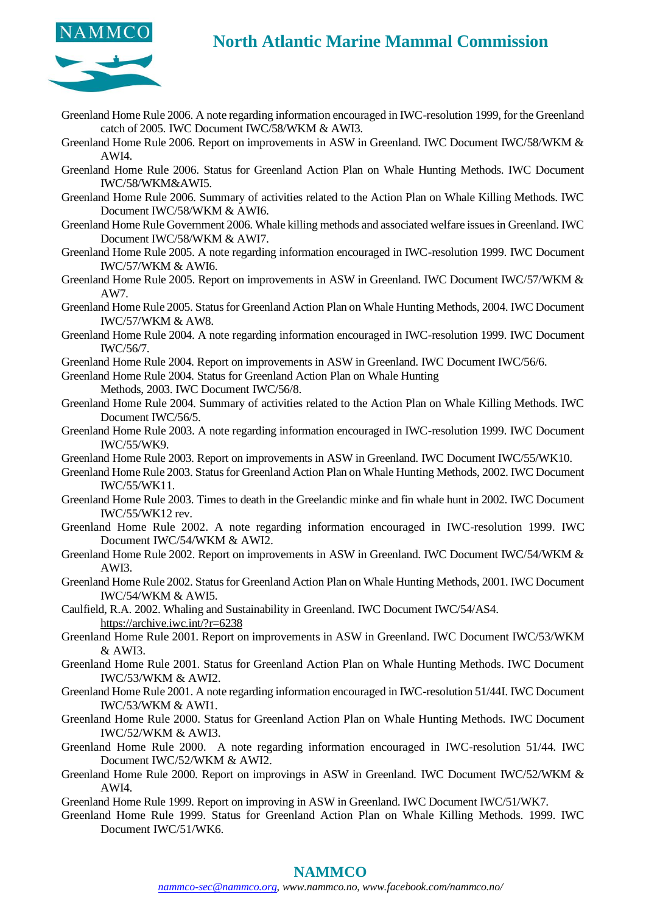Greenland Home Rule 2006. A note regarding information encouraged in IWC-resolution 1999, for the Greenland catch of 2005. IWC Document IWC/58/WKM & AWI3.

Greenland Home Rule 2006. Report on improvements in ASW in Greenland. IWC Document IWC/58/WKM & AWI4.

Greenland Home Rule 2006. Status for Greenland Action Plan on Whale Hunting Methods. IWC Document IWC/58/WKM&AWI5.

Greenland Home Rule 2006. Summary of activities related to the Action Plan on Whale Killing Methods. IWC Document IWC/58/WKM & AWI6.

Greenland Home Rule Government 2006. Whale killing methods and associated welfare issues in Greenland. IWC Document IWC/58/WKM & AWI7.

Greenland Home Rule 2005. A note regarding information encouraged in IWC-resolution 1999. IWC Document IWC/57/WKM & AWI6.

Greenland Home Rule 2005. Report on improvements in ASW in Greenland. IWC Document IWC/57/WKM & AW7.

Greenland Home Rule 2005. Status for Greenland Action Plan on Whale Hunting Methods, 2004. IWC Document IWC/57/WKM & AW8.

Greenland Home Rule 2004. A note regarding information encouraged in IWC-resolution 1999. IWC Document IWC/56/7.

Greenland Home Rule 2004. Report on improvements in ASW in Greenland. IWC Document IWC/56/6.

Greenland Home Rule 2004. Status for Greenland Action Plan on Whale Hunting Methods, 2003. IWC Document IWC/56/8.

Greenland Home Rule 2004. Summary of activities related to the Action Plan on Whale Killing Methods. IWC Document IWC/56/5.

Greenland Home Rule 2003. A note regarding information encouraged in IWC-resolution 1999. IWC Document IWC/55/WK9.

Greenland Home Rule 2003. Report on improvements in ASW in Greenland. IWC Document IWC/55/WK10.

Greenland Home Rule 2003. Status for Greenland Action Plan on Whale Hunting Methods, 2002. IWC Document IWC/55/WK11.

Greenland Home Rule 2003. Times to death in the Greelandic minke and fin whale hunt in 2002. IWC Document IWC/55/WK12 rev.

Greenland Home Rule 2002. A note regarding information encouraged in IWC-resolution 1999. IWC Document IWC/54/WKM & AWI2.

Greenland Home Rule 2002. Report on improvements in ASW in Greenland. IWC Document IWC/54/WKM & AWI3.

Greenland Home Rule 2002. Status for Greenland Action Plan on Whale Hunting Methods, 2001. IWC Document IWC/54/WKM & AWI5.

Caulfield, R.A. 2002. Whaling and Sustainability in Greenland. IWC Document IWC/54/AS4. https://archive.iwc.int/?r=6238

Greenland Home Rule 2001. Report on improvements in ASW in Greenland. IWC Document IWC/53/WKM & AWI3.

Greenland Home Rule 2001. Status for Greenland Action Plan on Whale Hunting Methods. IWC Document IWC/53/WKM & AWI2.

Greenland Home Rule 2001. A note regarding information encouraged in IWC-resolution 51/44I. IWC Document IWC/53/WKM & AWI1.

Greenland Home Rule 2000. Status for Greenland Action Plan on Whale Hunting Methods. IWC Document IWC/52/WKM & AWI3.

Greenland Home Rule 2000. A note regarding information encouraged in IWC-resolution 51/44. IWC Document IWC/52/WKM & AWI2.

Greenland Home Rule 2000. Report on improvings in ASW in Greenland. IWC Document IWC/52/WKM & AWI4.

Greenland Home Rule 1999. Report on improving in ASW in Greenland. IWC Document IWC/51/WK7.

Greenland Home Rule 1999. Status for Greenland Action Plan on Whale Killing Methods. 1999. IWC Document IWC/51/WK6.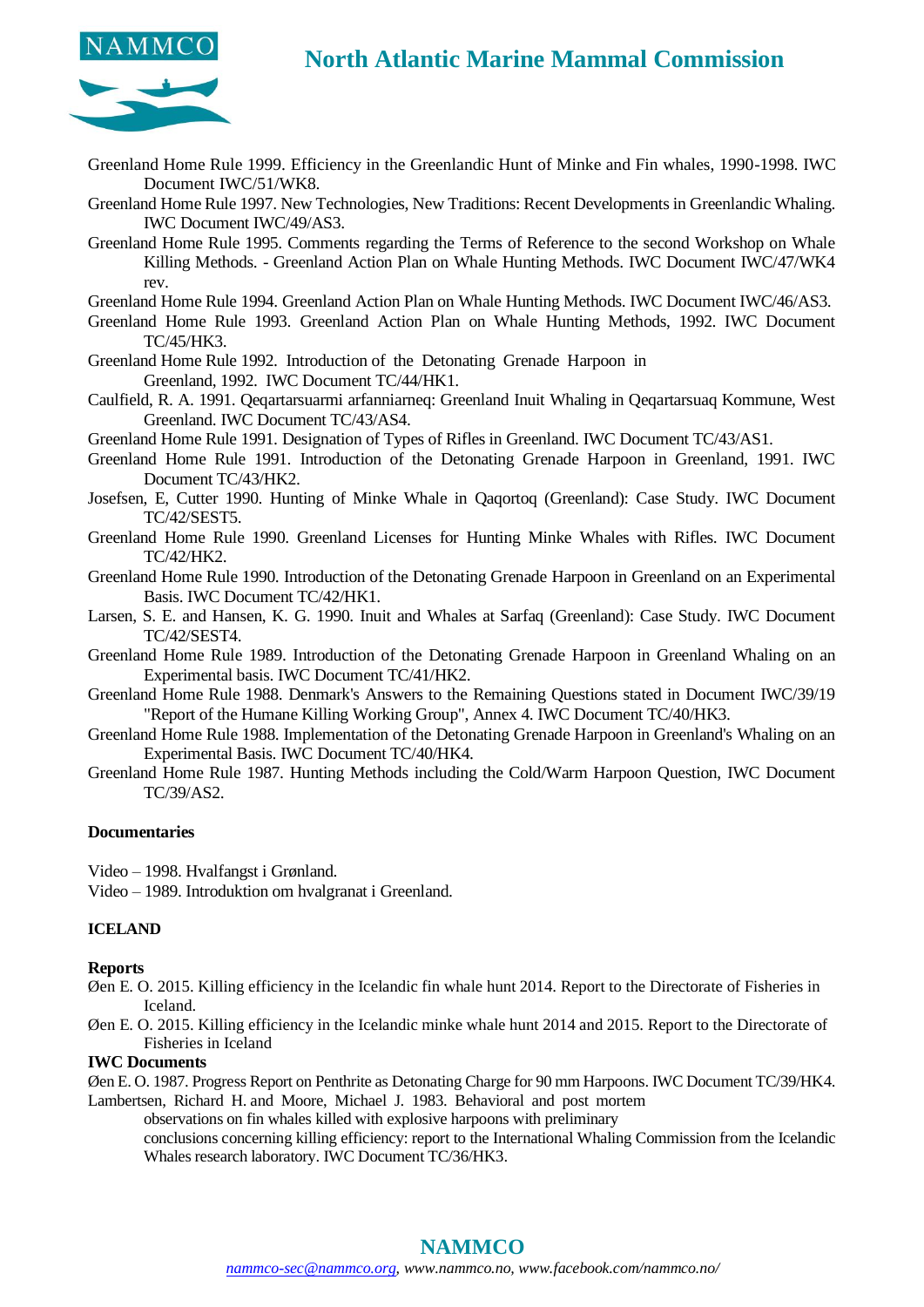Greenland Home Rule 1999. Efficiency in the Greenlandic Hunt of Minke and Fin whales, 1990-1998. IWC Document IWC/51/WK8.

Greenland Home Rule 1997. New Technologies, New Traditions: Recent Developments in Greenlandic Whaling. IWC Document IWC/49/AS3.

Greenland Home Rule 1995. Comments regarding the Terms of Reference to the second Workshop on Whale Killing Methods. - Greenland Action Plan on Whale Hunting Methods. IWC Document IWC/47/WK4 rev.

Greenland Home Rule 1994. Greenland Action Plan on Whale Hunting Methods. IWC Document IWC/46/AS3.

Greenland Home Rule 1993. Greenland Action Plan on Whale Hunting Methods, 1992. IWC Document TC/45/HK3.

Greenland Home Rule 1992. Introduction of the Detonating Grenade Harpoon in Greenland, 1992. IWC Document TC/44/HK1.

Caulfield, R. A. 1991. Qeqartarsuarmi arfanniarneq: Greenland Inuit Whaling in Qeqartarsuaq Kommune, West Greenland. IWC Document TC/43/AS4.

Greenland Home Rule 1991. Designation of Types of Rifles in Greenland. IWC Document TC/43/AS1.

Greenland Home Rule 1991. Introduction of the Detonating Grenade Harpoon in Greenland, 1991. IWC Document TC/43/HK2.

Josefsen, E, Cutter 1990. Hunting of Minke Whale in Qaqortoq (Greenland): Case Study. IWC Document TC/42/SEST5.

Greenland Home Rule 1990. Greenland Licenses for Hunting Minke Whales with Rifles. IWC Document TC/42/HK2.

Greenland Home Rule 1990. Introduction of the Detonating Grenade Harpoon in Greenland on an Experimental Basis. IWC Document TC/42/HK1.

Larsen, S. E. and Hansen, K. G. 1990. Inuit and Whales at Sarfaq (Greenland): Case Study. IWC Document TC/42/SEST4.

Greenland Home Rule 1989. Introduction of the Detonating Grenade Harpoon in Greenland Whaling on an Experimental basis. IWC Document TC/41/HK2.

Greenland Home Rule 1988. Denmark's Answers to the Remaining Questions stated in Document IWC/39/19 "Report of the Humane Killing Working Group", Annex 4. IWC Document TC/40/HK3.

Greenland Home Rule 1988. Implementation of the Detonating Grenade Harpoon in Greenland's Whaling on an Experimental Basis. IWC Document TC/40/HK4.

Greenland Home Rule 1987. Hunting Methods including the Cold/Warm Harpoon Question, IWC Document TC/39/AS2.

**Documentaries**

Video – 1998. Hvalfangst i Grønland.

Video – 1989. Introduktion om hvalgranat i Greenland.

**ICELAND**

**Reports**

Øen E. O. 2015. Killing efficiency in the Icelandic fin whale hunt 2014. Report to the Directorate of Fisheries in Iceland.

Øen E. O. 2015. Killing efficiency in the Icelandic minke whale hunt 2014 and 2015. Report to the Directorate of Fisheries in Iceland

**IWC Documents**

Øen E. O. 1987. Progress Report on Penthrite as Detonating Charge for 90 mm Harpoons. IWC Document TC/39/HK4.

Lambertsen, Richard H. and Moore, Michael J. 1983. Behavioral and post mortem observations on fin whales killed with explosive harpoons with preliminary conclusions concerning killing efficiency: report to the International Whaling Commission from the Icelandic Whales research laboratory. IWC Document TC/36/HK3.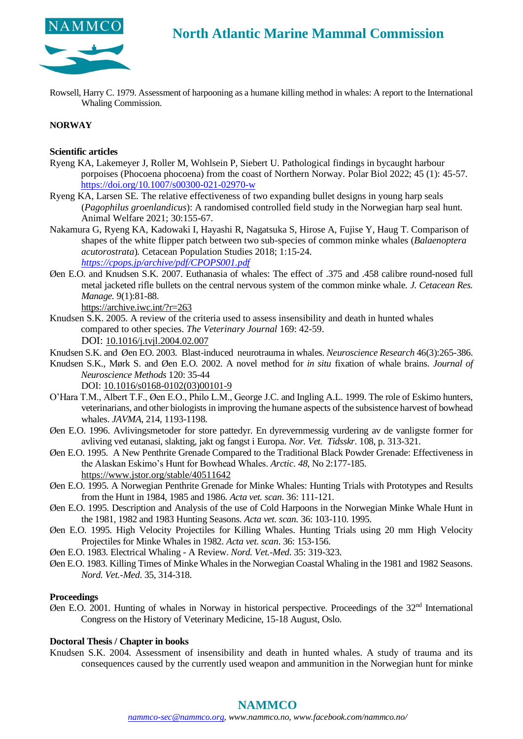Rowsell, Harry C. 1979. Assessment of harpooning as a humane killing method in whales: A report to the International Whaling Commission.

**NORWAY**

**Scientific articles**

Ryeng KA, Lakemeyer J, Roller M, Wohlsein P, Siebert U. Pathological findings in bycaught harbour porpoises (Phocoena phocoena) from the coast of Northern Norway. Polar Biol 2022; 45 (1): 45-57. https://doi.org/10.1007/s00300-021-02970-w

Ryeng KA, Larsen SE. The relative effectiveness of two expanding bullet designs in young harp seals (*Pagophilus groenlandicus*): A randomised controlled field study in the Norwegian harp seal hunt. Animal Welfare 2021; 30:155-67.

Nakamura G, Ryeng KA, Kadowaki I, Hayashi R, Nagatsuka S, Hirose A, Fujise Y, Haug T. Comparison of shapes of the white flipper patch between two sub-species of common minke whales (*Balaenoptera acutorostrata*). Cetacean Population Studies 2018; 1:15-24. *https://cpops.jp/archive/pdf/CPOPS001.pdf*

Øen E.O. and Knudsen S.K. 2007. Euthanasia of whales: The effect of .375 and .458 calibre round-nosed full metal jacketed rifle bullets on the central nervous system of the common minke whale. *J. Cetacean Res. Manage.* 9(1):81-88. https://archive.iwc.int/?r=263

Knudsen S.K. 2005. A review of the criteria used to assess insensibility and death in hunted whales compared to other species. *The Veterinary Journal* 169: 42-59. DOI: 10.1016/j.tvjl.2004.02.007

Knudsen S.K. and Øen EO. 2003. Blast-induced neurotrauma in whales. *Neuroscience Research* 46(3):265-386.

Knudsen S.K., Mørk S. and Øen E.O. 2002. A novel method for *in situ* fixation of whale brains. *Journal of Neuroscience Methods* 120: 35-44 DOI: 10.1016/s0168-0102(03)00101-9

O'Hara T.M., Albert T.F., Øen E.O., Philo L.M., George J.C. and Ingling A.L. 1999. The role of Eskimo hunters, veterinarians, and other biologists in improving the humane aspects of the subsistence harvest of bowhead whales. *JAVMA*, 214, 1193-1198.

Øen E.O. 1996. Avlivingsmetoder for store pattedyr. En dyrevernmessig vurdering av de vanligste former for avliving ved eutanasi, slakting, jakt og fangst i Europa. *Nor. Vet. Tidsskr*. 108, p. 313-321.

Øen E.O. 1995. A New Penthrite Grenade Compared to the Traditional Black Powder Grenade: Effectiveness in the Alaskan Eskimo's Hunt for Bowhead Whales. *Arctic. 48*, No 2:177-185. https://www.jstor.org/stable/40511642

Øen E.O. 1995. A Norwegian Penthrite Grenade for Minke Whales: Hunting Trials with Prototypes and Results from the Hunt in 1984, 1985 and 1986. *Acta vet. scan*. 36: 111-121.

Øen E.O. 1995. Description and Analysis of the use of Cold Harpoons in the Norwegian Minke Whale Hunt in the 1981, 1982 and 1983 Hunting Seasons. *Acta vet. scan.* 36: 103-110. 1995.

Øen E.O. 1995. High Velocity Projectiles for Killing Whales. Hunting Trials using 20 mm High Velocity Projectiles for Minke Whales in 1982. *Acta vet. scan*. 36: 153-156.

Øen E.O. 1983. Electrical Whaling - A Review. *Nord. Vet.-Med*. 35: 319-323.

Øen E.O. 1983. Killing Times of Minke Whales in the Norwegian Coastal Whaling in the 1981 and 1982 Seasons. *Nord. Vet.-Med*. 35, 314-318.

**Proceedings**

Øen E.O. 2001. Hunting of whales in Norway in historical perspective. Proceedings of the 32nd International Congress on the History of Veterinary Medicine, 15-18 August, Oslo.

**Doctoral Thesis / Chapter in books**

Knudsen S.K. 2004. Assessment of insensibility and death in hunted whales. A study of trauma and its consequences caused by the currently used weapon and ammunition in the Norwegian hunt for minke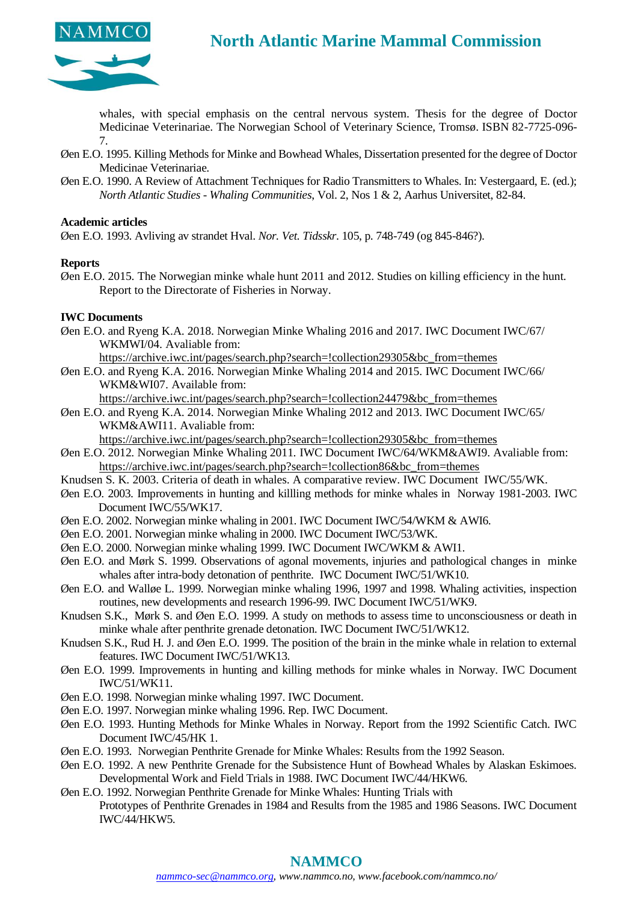whales, with special emphasis on the central nervous system. Thesis for the degree of Doctor Medicinae Veterinariae. The Norwegian School of Veterinary Science, Tromsø. ISBN 82-7725-096-7.

Øen E.O. 1995. Killing Methods for Minke and Bowhead Whales, Dissertation presented for the degree of Doctor Medicinae Veterinariae.

Øen E.O. 1990. A Review of Attachment Techniques for Radio Transmitters to Whales. In: Vestergaard, E. (ed.); *North Atlantic Studies - Whaling Communities*, Vol. 2, Nos 1 & 2, Aarhus Universitet, 82-84.

**Academic articles**

Øen E.O. 1993. Avliving av strandet Hval. *Nor. Vet. Tidsskr.* 105, p. 748-749 (og 845-846?).

**Reports**

Øen E.O. 2015. The Norwegian minke whale hunt 2011 and 2012. Studies on killing efficiency in the hunt. Report to the Directorate of Fisheries in Norway.

**IWC Documents**

Øen E.O. and Ryeng K.A. 2018. Norwegian Minke Whaling 2016 and 2017. IWC Document IWC/67/WKMWI/04. Avaliable from: https://archive.iwc.int/pages/search.php?search=!collection29305&bc_from=themes

Øen E.O. and Ryeng K.A. 2016. Norwegian Minke Whaling 2014 and 2015. IWC Document IWC/66/WKM&WI07. Available from: https://archive.iwc.int/pages/search.php?search=!collection24479&bc_from=themes

Øen E.O. and Ryeng K.A. 2014. Norwegian Minke Whaling 2012 and 2013. IWC Document IWC/65/WKM&AWI11. Avaliable from: https://archive.iwc.int/pages/search.php?search=!collection29305&bc_from=themes

Øen E.O. 2012. Norwegian Minke Whaling 2011. IWC Document IWC/64/WKM&AWI9. Avaliable from: https://archive.iwc.int/pages/search.php?search=!collection86&bc_from=themes

Knudsen S. K. 2003. Criteria of death in whales. A comparative review. IWC Document IWC/55/WK.

Øen E.O. 2003. Improvements in hunting and killling methods for minke whales in Norway 1981-2003. IWC Document IWC/55/WK17.

Øen E.O. 2002. Norwegian minke whaling in 2001. IWC Document IWC/54/WKM & AWI6.

Øen E.O. 2001. Norwegian minke whaling in 2000. IWC Document IWC/53/WK.

Øen E.O. 2000. Norwegian minke whaling 1999. IWC Document IWC/WKM & AWI1.

Øen E.O. and Mørk S. 1999. Observations of agonal movements, injuries and pathological changes in minke whales after intra-body detonation of penthrite. IWC Document IWC/51/WK10.

Øen E.O. and Walløe L. 1999. Norwegian minke whaling 1996, 1997 and 1998. Whaling activities, inspection routines, new developments and research 1996-99. IWC Document IWC/51/WK9.

Knudsen S.K., Mørk S. and Øen E.O. 1999. A study on methods to assess time to unconsciousness or death in minke whale after penthrite grenade detonation. IWC Document IWC/51/WK12.

Knudsen S.K., Rud H. J. and Øen E.O. 1999. The position of the brain in the minke whale in relation to external features. IWC Document IWC/51/WK13.

Øen E.O. 1999. Improvements in hunting and killing methods for minke whales in Norway. IWC Document IWC/51/WK11.

Øen E.O. 1998. Norwegian minke whaling 1997. IWC Document.

Øen E.O. 1997. Norwegian minke whaling 1996. Rep. IWC Document.

Øen E.O. 1993. Hunting Methods for Minke Whales in Norway. Report from the 1992 Scientific Catch. IWC Document IWC/45/HK 1.

Øen E.O. 1993. Norwegian Penthrite Grenade for Minke Whales: Results from the 1992 Season.

Øen E.O. 1992. A new Penthrite Grenade for the Subsistence Hunt of Bowhead Whales by Alaskan Eskimoes. Developmental Work and Field Trials in 1988. IWC Document IWC/44/HKW6.

Øen E.O. 1992. Norwegian Penthrite Grenade for Minke Whales: Hunting Trials with Prototypes of Penthrite Grenades in 1984 and Results from the 1985 and 1986 Seasons. IWC Document IWC/44/HKW5.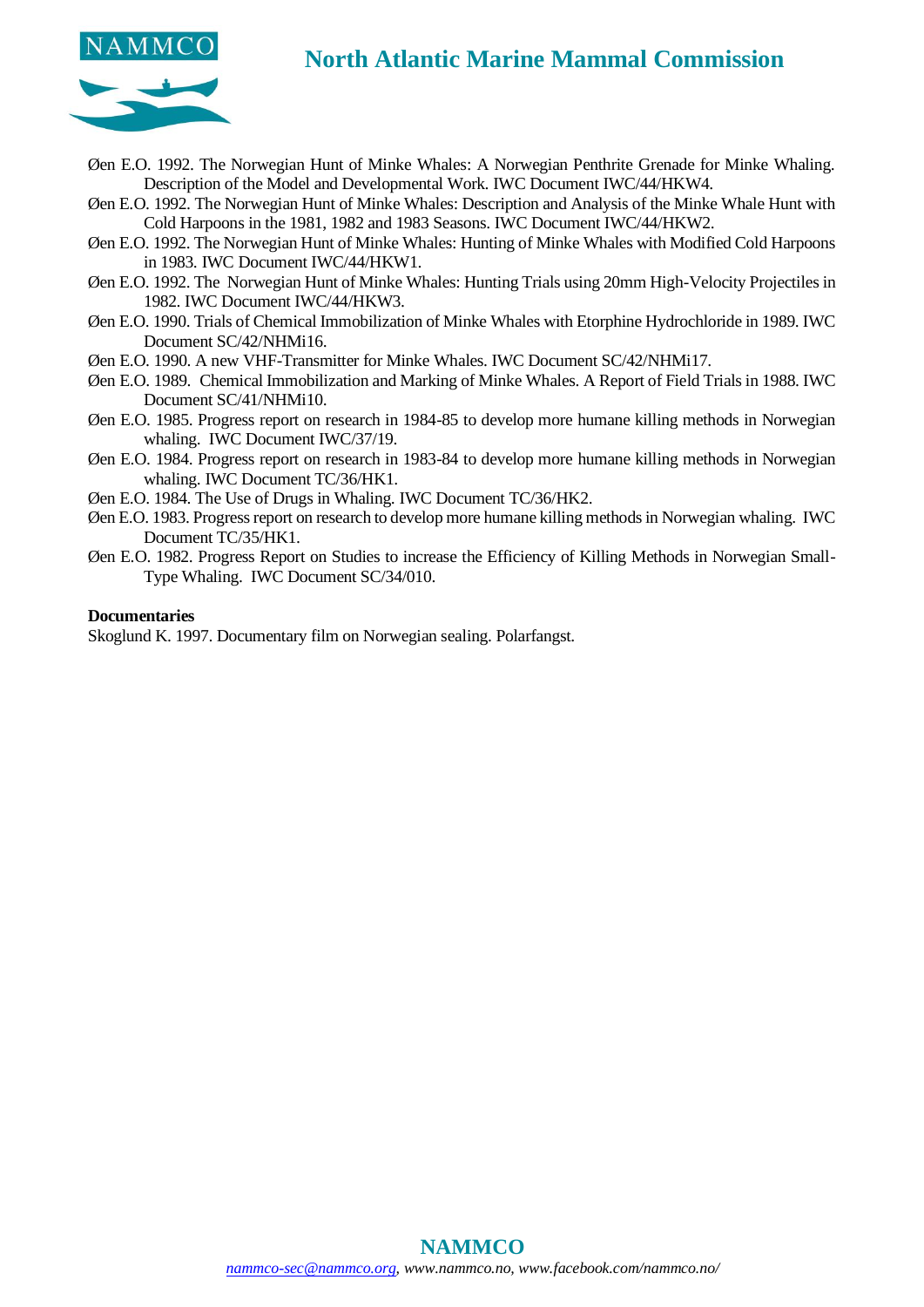Øen E.O. 1992. The Norwegian Hunt of Minke Whales: A Norwegian Penthrite Grenade for Minke Whaling. Description of the Model and Developmental Work. IWC Document IWC/44/HKW4.

Øen E.O. 1992. The Norwegian Hunt of Minke Whales: Description and Analysis of the Minke Whale Hunt with Cold Harpoons in the 1981, 1982 and 1983 Seasons. IWC Document IWC/44/HKW2.

Øen E.O. 1992. The Norwegian Hunt of Minke Whales: Hunting of Minke Whales with Modified Cold Harpoons in 1983. IWC Document IWC/44/HKW1.

Øen E.O. 1992. The Norwegian Hunt of Minke Whales: Hunting Trials using 20mm High-Velocity Projectiles in 1982. IWC Document IWC/44/HKW3.

Øen E.O. 1990. Trials of Chemical Immobilization of Minke Whales with Etorphine Hydrochloride in 1989. IWC Document SC/42/NHMi16.

Øen E.O. 1990. A new VHF-Transmitter for Minke Whales. IWC Document SC/42/NHMi17.

Øen E.O. 1989. Chemical Immobilization and Marking of Minke Whales. A Report of Field Trials in 1988. IWC Document SC/41/NHMi10.

Øen E.O. 1985. Progress report on research in 1984-85 to develop more humane killing methods in Norwegian whaling. IWC Document IWC/37/19.

Øen E.O. 1984. Progress report on research in 1983-84 to develop more humane killing methods in Norwegian whaling. IWC Document TC/36/HK1.

Øen E.O. 1984. The Use of Drugs in Whaling. IWC Document TC/36/HK2.

Øen E.O. 1983. Progress report on research to develop more humane killing methods in Norwegian whaling. IWC Document TC/35/HK1.

Øen E.O. 1982. Progress Report on Studies to increase the Efficiency of Killing Methods in Norwegian Small-Type Whaling. IWC Document SC/34/010.

**Documentaries**

Skoglund K. 1997. Documentary film on Norwegian sealing. Polarfangst.